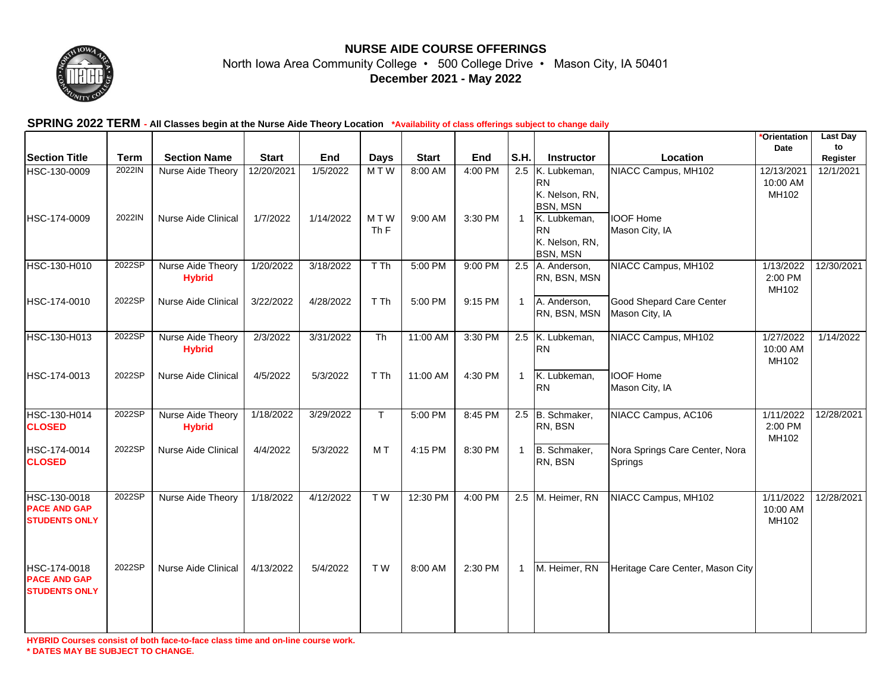# NURSE AIDE COURSE OFFERINGS

North Iowa Area Community College • 500 College Drive • Mason City, IA 50401

**December 2021 - May 2022**

**SPRING 2022 TERM - All Classes begin at the Nurse Aide Theory Location** ***Availability of class offerings subject to change daily**

| Section Title | Term | Section Name | Start | End | Days | Start | End | S.H. | Instructor | Location | *Orientation Date | Last Day to Register |
|---|---|---|---|---|---|---|---|---|---|---|---|---|
| HSC-130-0009 | 2022IN | Nurse Aide Theory | 12/20/2021 | 1/5/2022 | M T W | 8:00 AM | 4:00 PM | 2.5 | K. Lubkeman, RN K. Nelson, RN, BSN, MSN | NIACC Campus, MH102 | 12/13/2021 10:00 AM MH102 | 12/1/2021 |
| HSC-174-0009 | 2022IN | Nurse Aide Clinical | 1/7/2022 | 1/14/2022 | M T W Th F | 9:00 AM | 3:30 PM | 1 | K. Lubkeman, RN K. Nelson, RN, BSN, MSN | IOOF Home Mason City, IA | | |
| HSC-130-H010 | 2022SP | Nurse Aide Theory **Hybrid** | 1/20/2022 | 3/18/2022 | T Th | 5:00 PM | 9:00 PM | 2.5 | A. Anderson, RN, BSN, MSN | NIACC Campus, MH102 | 1/13/2022 2:00 PM MH102 | 12/30/2021 |
| HSC-174-0010 | 2022SP | Nurse Aide Clinical | 3/22/2022 | 4/28/2022 | T Th | 5:00 PM | 9:15 PM | 1 | A. Anderson, RN, BSN, MSN | Good Shepard Care Center Mason City, IA | | |
| HSC-130-H013 | 2022SP | Nurse Aide Theory **Hybrid** | 2/3/2022 | 3/31/2022 | Th | 11:00 AM | 3:30 PM | 2.5 | K. Lubkeman, RN | NIACC Campus, MH102 | 1/27/2022 10:00 AM MH102 | 1/14/2022 |
| HSC-174-0013 | 2022SP | Nurse Aide Clinical | 4/5/2022 | 5/3/2022 | T Th | 11:00 AM | 4:30 PM | 1 | K. Lubkeman, RN | IOOF Home Mason City, IA | | |
| HSC-130-H014 **CLOSED** | 2022SP | Nurse Aide Theory **Hybrid** | 1/18/2022 | 3/29/2022 | T | 5:00 PM | 8:45 PM | 2.5 | B. Schmaker, RN, BSN | NIACC Campus, AC106 | 1/11/2022 2:00 PM MH102 | 12/28/2021 |
| HSC-174-0014 **CLOSED** | 2022SP | Nurse Aide Clinical | 4/4/2022 | 5/3/2022 | M T | 4:15 PM | 8:30 PM | 1 | B. Schmaker, RN, BSN | Nora Springs Care Center, Nora Springs | | |
| HSC-130-0018 **PACE AND GAP STUDENTS ONLY** | 2022SP | Nurse Aide Theory | 1/18/2022 | 4/12/2022 | T W | 12:30 PM | 4:00 PM | 2.5 | M. Heimer, RN | NIACC Campus, MH102 | 1/11/2022 10:00 AM MH102 | 12/28/2021 |
| HSC-174-0018 **PACE AND GAP STUDENTS ONLY** | 2022SP | Nurse Aide Clinical | 4/13/2022 | 5/4/2022 | T W | 8:00 AM | 2:30 PM | 1 | M. Heimer, RN | Heritage Care Center, Mason City | | |

**HYBRID Courses consist of both face-to-face class time and on-line course work.**

*** DATES MAY BE SUBJECT TO CHANGE.**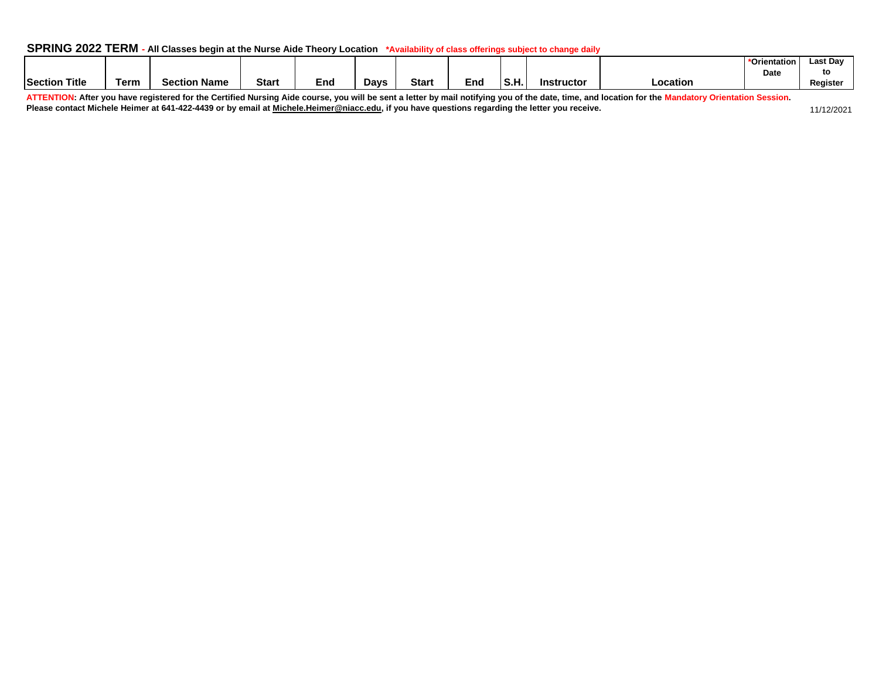**SPRING 2022 TERM - All Classes begin at the Nurse Aide Theory Location** **\*Availability of class offerings subject to change daily**

| Section Title | Term | Section Name | Start | End | Days | Start | End | S.H. | Instructor | Location | *Orientation Date | Last Day to Register |
|---|---|---|---|---|---|---|---|---|---|---|---|---|

**ATTENTION: After you have registered for the Certified Nursing Aide course, you will be sent a letter by mail notifying you of the date, time, and location for the Mandatory Orientation Session.**
**Please contact Michele Heimer at 641-422-4439 or by email at Michele.Heimer@niacc.edu, if you have questions regarding the letter you receive.**

11/12/2021